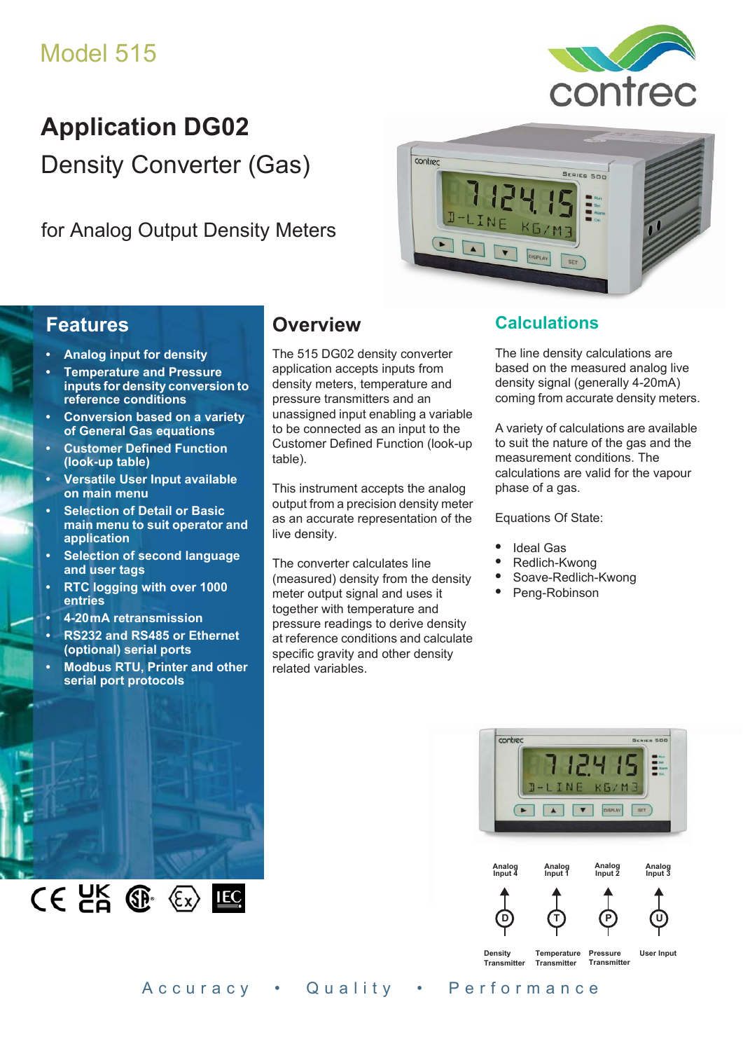Model 515

# Application DG02

## Density Converter (Gas)

for Analog Output Density Meters

## Features

- **Analog input for density**
- **Temperature and Pressure inputs for density conversion to reference conditions**
- **Conversion based on a variety of General Gas equations**
- **Customer Defined Function (look-up table)**
- **Versatile User Input available on main menu**
- **Selection of Detail or Basic main menu to suit operator and application**
- **Selection of second language and user tags**
- **RTC logging with over 1000 entries**
- **4-20mA retransmission**
- **RS232 and RS485 or Ethernet (optional) serial ports**
- **Modbus RTU, Printer and other serial port protocols**

## Overview

The 515 DG02 density converter application accepts inputs from density meters, temperature and pressure transmitters and an unassigned input enabling a variable to be connected as an input to the Customer Defined Function (look-up table).

This instrument accepts the analog output from a precision density meter as an accurate representation of the live density.

The converter calculates line (measured) density from the density meter output signal and uses it together with temperature and pressure readings to derive density at reference conditions and calculate specific gravity and other density related variables.

## Calculations

The line density calculations are based on the measured analog live density signal (generally 4-20mA) coming from accurate density meters.

A variety of calculations are available to suit the nature of the gas and the measurement conditions. The calculations are valid for the vapour phase of a gas.

Equations Of State:

- Ideal Gas
- Redlich-Kwong
- Soave-Redlich-Kwong
- Peng-Robinson

| Analog Input 4 | Analog Input 1 | Analog Input 2 | Analog Input 3 |
|---|---|---|---|
| D | T | P | U |
| Density Transmitter | Temperature Transmitter | Pressure Transmitter | User Input |

Accuracy • Quality • Performance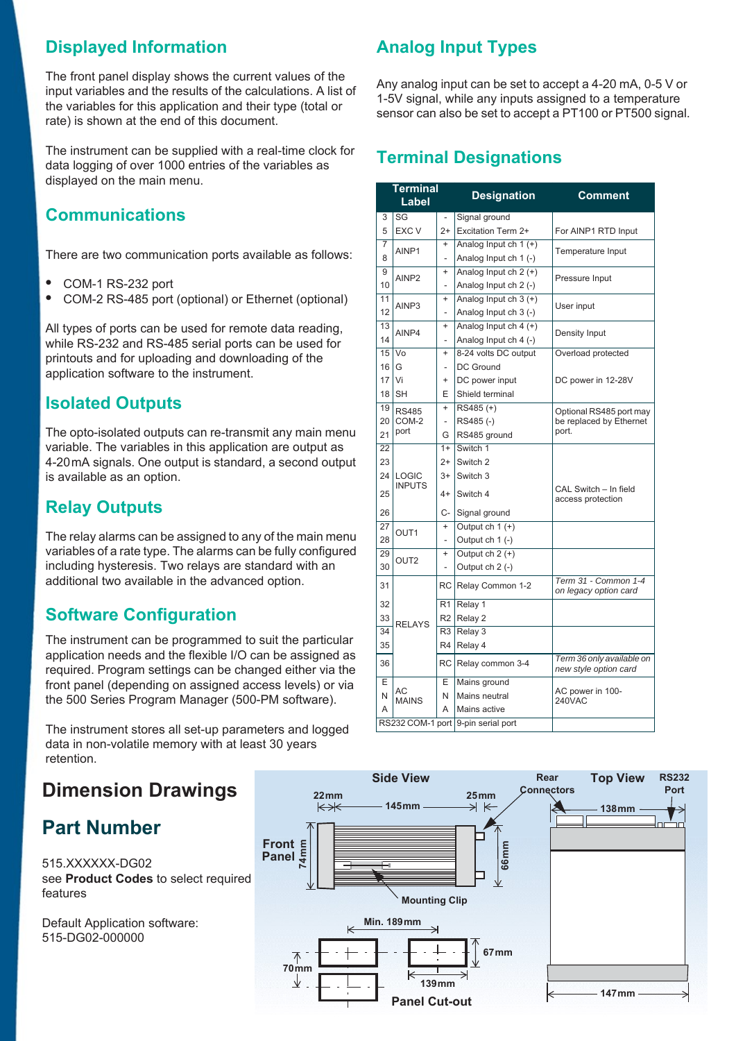## Displayed Information

The front panel display shows the current values of the input variables and the results of the calculations. A list of the variables for this application and their type (total or rate) is shown at the end of this document.

The instrument can be supplied with a real-time clock for data logging of over 1000 entries of the variables as displayed on the main menu.

## Communications

There are two communication ports available as follows:

- COM-1 RS-232 port
- COM-2 RS-485 port (optional) or Ethernet (optional)

All types of ports can be used for remote data reading, while RS-232 and RS-485 serial ports can be used for printouts and for uploading and downloading of the application software to the instrument.

## Isolated Outputs

The opto-isolated outputs can re-transmit any main menu variable. The variables in this application are output as 4-20mA signals. One output is standard, a second output is available as an option.

## Relay Outputs

The relay alarms can be assigned to any of the main menu variables of a rate type. The alarms can be fully configured including hysteresis. Two relays are standard with an additional two available in the advanced option.

## Software Configuration

The instrument can be programmed to suit the particular application needs and the flexible I/O can be assigned as required. Program settings can be changed either via the front panel (depending on assigned access levels) or via the 500 Series Program Manager (500-PM software).

The instrument stores all set-up parameters and logged data in non-volatile memory with at least 30 years retention.

## Analog Input Types

Any analog input can be set to accept a 4-20 mA, 0-5 V or 1-5V signal, while any inputs assigned to a temperature sensor can also be set to accept a PT100 or PT500 signal.

## Terminal Designations

| Terminal | Label | | Designation | Comment |
|---|---|---|---|---|
| 3 | SG | - | Signal ground | |
| 5 | EXC V | 2+ | Excitation Term 2+ | For AINP1 RTD Input |
| 7 | AINP1 | + | Analog Input ch 1 (+) | Temperature Input |
| 8 | | - | Analog Input ch 1 (-) | |
| 9 | AINP2 | + | Analog Input ch 2 (+) | Pressure Input |
| 10 | | - | Analog Input ch 2 (-) | |
| 11 | AINP3 | + | Analog Input ch 3 (+) | User input |
| 12 | | - | Analog Input ch 3 (-) | |
| 13 | AINP4 | + | Analog Input ch 4 (+) | Density Input |
| 14 | | - | Analog Input ch 4 (-) | |
| 15 | Vo | + | 8-24 volts DC output | Overload protected |
| 16 | G | - | DC Ground | |
| 17 | Vi | + | DC power input | DC power in 12-28V |
| 18 | SH | E | Shield terminal | |
| 19 | RS485 COM-2 port | + | RS485 (+) | Optional RS485 port may be replaced by Ethernet port. |
| 20 | | - | RS485 (-) | |
| 21 | | G | RS485 ground | |
| 22 | LOGIC INPUTS | 1+ | Switch 1 | CAL Switch – In field access protection |
| 23 | | 2+ | Switch 2 | |
| 24 | | 3+ | Switch 3 | |
| 25 | | 4+ | Switch 4 | |
| 26 | | C- | Signal ground | |
| 27 | OUT1 | + | Output ch 1 (+) | |
| 28 | | - | Output ch 1 (-) | |
| 29 | OUT2 | + | Output ch 2 (+) | |
| 30 | | - | Output ch 2 (-) | |
| 31 | RELAYS | RC | Relay Common 1-2 | *Term 31 - Common 1-4 on legacy option card* |
| 32 | | R1 | Relay 1 | |
| 33 | | R2 | Relay 2 | |
| 34 | | R3 | Relay 3 | |
| 35 | | R4 | Relay 4 | |
| 36 | | RC | Relay common 3-4 | *Term 36 only available on new style option card* |
| E | AC MAINS | E | Mains ground | AC power in 100-240VAC |
| N | | N | Mains neutral | |
| A | | A | Mains active | |
| RS232 COM-1 port | | | 9-pin serial port | |

# Dimension Drawings

Side View: Front Panel 74mm; 22mm; 145mm; 25mm; 66mm; Mounting Clip; Rear Connectors

Top View: 138mm; RS232 Port; 147mm

Panel Cut-out: Min. 189mm; 67mm; 70mm; 139mm

# Part Number

515.XXXXXX-DG02
see **Product Codes** to select required features

Default Application software:
515-DG02-000000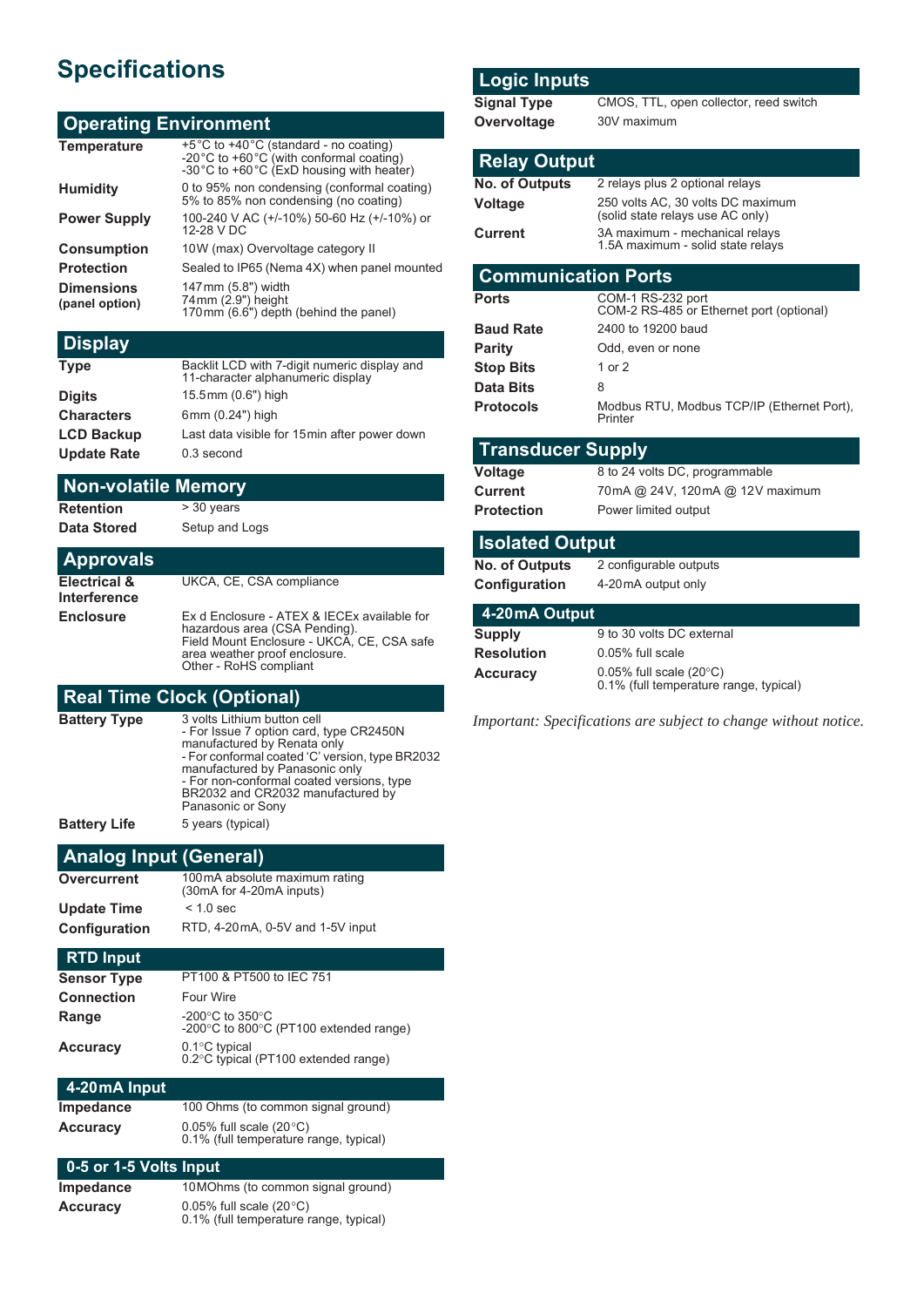# Specifications

## Operating Environment

| | |
|---|---|
| **Temperature** | +5°C to +40°C (standard - no coating)<br>-20°C to +60°C (with conformal coating)<br>-30°C to +60°C (ExD housing with heater) |
| **Humidity** | 0 to 95% non condensing (conformal coating)<br>5% to 85% non condensing (no coating) |
| **Power Supply** | 100-240 V AC (+/-10%) 50-60 Hz (+/-10%) or 12-28 V DC |
| **Consumption** | 10W (max) Overvoltage category II |
| **Protection** | Sealed to IP65 (Nema 4X) when panel mounted |
| **Dimensions (panel option)** | 147mm (5.8") width<br>74mm (2.9") height<br>170mm (6.6") depth (behind the panel) |

## Display

| | |
|---|---|
| **Type** | Backlit LCD with 7-digit numeric display and 11-character alphanumeric display |
| **Digits** | 15.5mm (0.6") high |
| **Characters** | 6mm (0.24") high |
| **LCD Backup** | Last data visible for 15min after power down |
| **Update Rate** | 0.3 second |

## Non-volatile Memory

| | |
|---|---|
| **Retention** | > 30 years |
| **Data Stored** | Setup and Logs |

## Approvals

| | |
|---|---|
| **Electrical & Interference** | UKCA, CE, CSA compliance |
| **Enclosure** | Ex d Enclosure - ATEX & IECEx available for hazardous area (CSA Pending).<br>Field Mount Enclosure - UKCA, CE, CSA safe area weather proof enclosure.<br>Other - RoHS compliant |

## Real Time Clock (Optional)

| | |
|---|---|
| **Battery Type** | 3 volts Lithium button cell<br>- For Issue 7 option card, type CR2450N manufactured by Renata only<br>- For conformal coated 'C' version, type BR2032 manufactured by Panasonic only<br>- For non-conformal coated versions, type BR2032 and CR2032 manufactured by Panasonic or Sony |
| **Battery Life** | 5 years (typical) |

## Analog Input (General)

| | |
|---|---|
| **Overcurrent** | 100mA absolute maximum rating (30mA for 4-20mA inputs) |
| **Update Time** | < 1.0 sec |
| **Configuration** | RTD, 4-20mA, 0-5V and 1-5V input |

### RTD Input

| | |
|---|---|
| **Sensor Type** | PT100 & PT500 to IEC 751 |
| **Connection** | Four Wire |
| **Range** | -200°C to 350°C<br>-200°C to 800°C (PT100 extended range) |
| **Accuracy** | 0.1°C typical<br>0.2°C typical (PT100 extended range) |

### 4-20mA Input

| | |
|---|---|
| **Impedance** | 100 Ohms (to common signal ground) |
| **Accuracy** | 0.05% full scale (20°C)<br>0.1% (full temperature range, typical) |

### 0-5 or 1-5 Volts Input

| | |
|---|---|
| **Impedance** | 10MOhms (to common signal ground) |
| **Accuracy** | 0.05% full scale (20°C)<br>0.1% (full temperature range, typical) |

## Logic Inputs

| | |
|---|---|
| **Signal Type** | CMOS, TTL, open collector, reed switch |
| **Overvoltage** | 30V maximum |

## Relay Output

| | |
|---|---|
| **No. of Outputs** | 2 relays plus 2 optional relays |
| **Voltage** | 250 volts AC, 30 volts DC maximum (solid state relays use AC only) |
| **Current** | 3A maximum - mechanical relays<br>1.5A maximum - solid state relays |

## Communication Ports

| | |
|---|---|
| **Ports** | COM-1 RS-232 port<br>COM-2 RS-485 or Ethernet port (optional) |
| **Baud Rate** | 2400 to 19200 baud |
| **Parity** | Odd, even or none |
| **Stop Bits** | 1 or 2 |
| **Data Bits** | 8 |
| **Protocols** | Modbus RTU, Modbus TCP/IP (Ethernet Port), Printer |

## Transducer Supply

| | |
|---|---|
| **Voltage** | 8 to 24 volts DC, programmable |
| **Current** | 70mA @ 24V, 120mA @ 12V maximum |
| **Protection** | Power limited output |

## Isolated Output

| | |
|---|---|
| **No. of Outputs** | 2 configurable outputs |
| **Configuration** | 4-20mA output only |

### 4-20mA Output

| | |
|---|---|
| **Supply** | 9 to 30 volts DC external |
| **Resolution** | 0.05% full scale |
| **Accuracy** | 0.05% full scale (20°C)<br>0.1% (full temperature range, typical) |

*Important: Specifications are subject to change without notice.*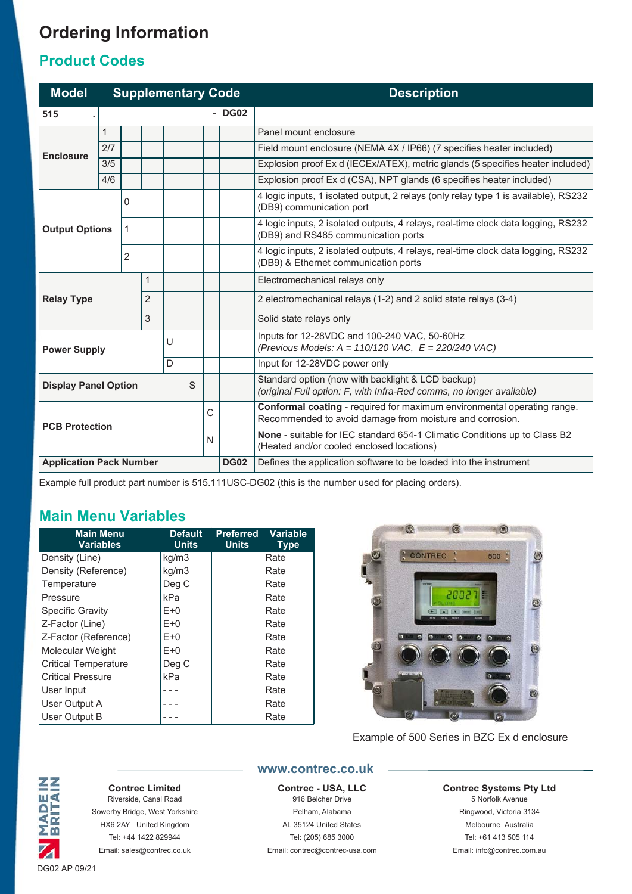# Ordering Information

## Product Codes

| Model | Supplementary Code | | | | | | | Description |
|---|---|---|---|---|---|---|---|---|
| 515 . | | | | | | | - DG02 | |
| Enclosure | 1 | | | | | | | Panel mount enclosure |
| | 2/7 | | | | | | | Field mount enclosure (NEMA 4X / IP66) (7 specifies heater included) |
| | 3/5 | | | | | | | Explosion proof Ex d (IECEx/ATEX), metric glands (5 specifies heater included) |
| | 4/6 | | | | | | | Explosion proof Ex d (CSA), NPT glands (6 specifies heater included) |
| Output Options | | 0 | | | | | | 4 logic inputs, 1 isolated output, 2 relays (only relay type 1 is available), RS232 (DB9) communication port |
| | | 1 | | | | | | 4 logic inputs, 2 isolated outputs, 4 relays, real-time clock data logging, RS232 (DB9) and RS485 communication ports |
| | | 2 | | | | | | 4 logic inputs, 2 isolated outputs, 4 relays, real-time clock data logging, RS232 (DB9) & Ethernet communication ports |
| Relay Type | | | 1 | | | | | Electromechanical relays only |
| | | | 2 | | | | | 2 electromechanical relays (1-2) and 2 solid state relays (3-4) |
| | | | 3 | | | | | Solid state relays only |
| Power Supply | | | | U | | | | Inputs for 12-28VDC and 100-240 VAC, 50-60Hz *(Previous Models: A = 110/120 VAC, E = 220/240 VAC)* |
| | | | | D | | | | Input for 12-28VDC power only |
| Display Panel Option | | | | | S | | | Standard option (now with backlight & LCD backup) *(original Full option: F, with Infra-Red comms, no longer available)* |
| PCB Protection | | | | | | C | | **Conformal coating** - required for maximum environmental operating range. Recommended to avoid damage from moisture and corrosion. |
| | | | | | | N | | **None** - suitable for IEC standard 654-1 Climatic Conditions up to Class B2 (Heated and/or cooled enclosed locations) |
| Application Pack Number | | | | | | | DG02 | Defines the application software to be loaded into the instrument |

Example full product part number is 515.111USC-DG02 (this is the number used for placing orders).

## Main Menu Variables

| Main Menu Variables | Default Units | Preferred Units | Variable Type |
|---|---|---|---|
| Density (Line) | kg/m3 | | Rate |
| Density (Reference) | kg/m3 | | Rate |
| Temperature | Deg C | | Rate |
| Pressure | kPa | | Rate |
| Specific Gravity | E+0 | | Rate |
| Z-Factor (Line) | E+0 | | Rate |
| Z-Factor (Reference) | E+0 | | Rate |
| Molecular Weight | E+0 | | Rate |
| Critical Temperature | Deg C | | Rate |
| Critical Pressure | kPa | | Rate |
| User Input | - - - | | Rate |
| User Output A | - - - | | Rate |
| User Output B | - - - | | Rate |

Example of 500 Series in BZC Ex d enclosure

www.contrec.co.uk

**Contrec Limited**
Riverside, Canal Road
Sowerby Bridge, West Yorkshire
HX6 2AY United Kingdom
Tel: +44 1422 829944
Email: sales@contrec.co.uk

**Contrec - USA, LLC**
916 Belcher Drive
Pelham, Alabama
AL 35124 United States
Tel: (205) 685 3000
Email: contrec@contrec-usa.com

**Contrec Systems Pty Ltd**
5 Norfolk Avenue
Ringwood, Victoria 3134
Melbourne Australia
Tel: +61 413 505 114
Email: info@contrec.com.au

MADE IN BRITAIN

DG02 AP 09/21